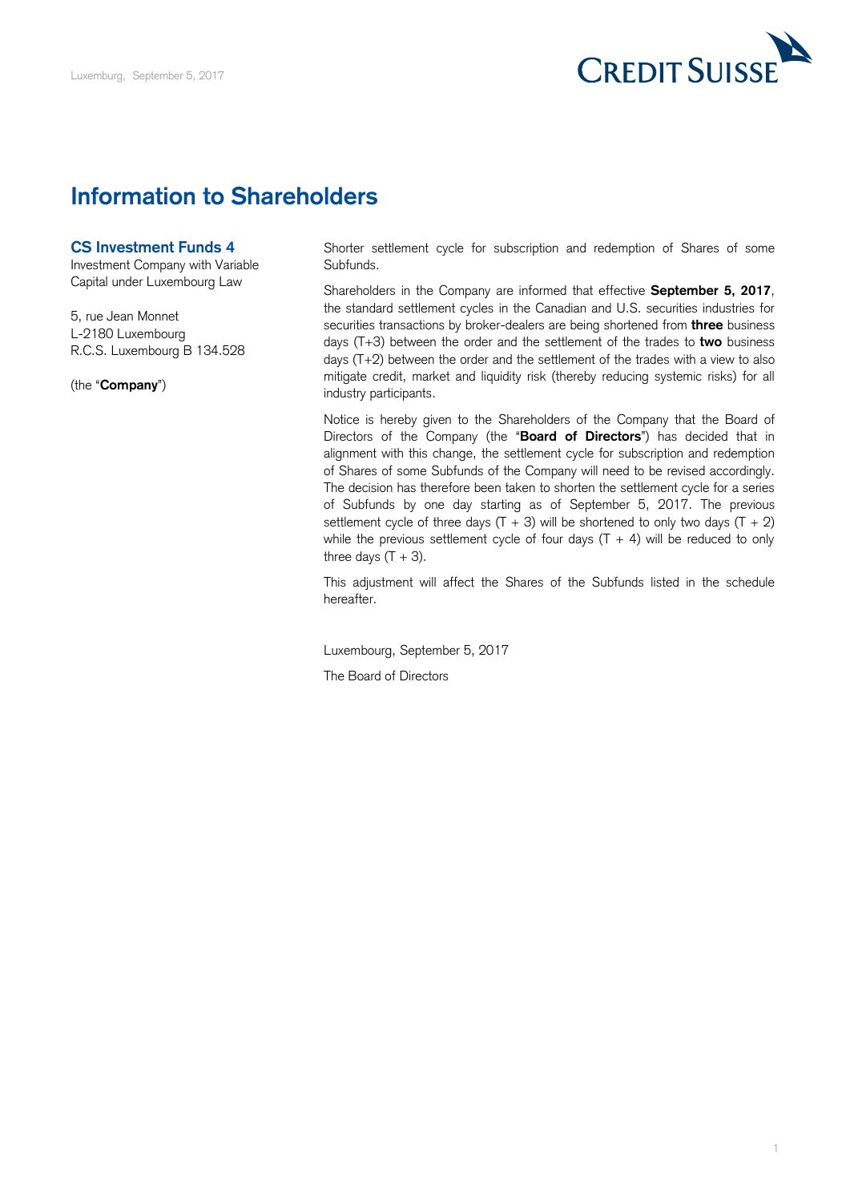Luxemburg, September 5, 2017

# Information to Shareholders

**CS Investment Funds 4**
Investment Company with Variable Capital under Luxembourg Law

5, rue Jean Monnet
L-2180 Luxembourg
R.C.S. Luxembourg B 134.528

(the "**Company**")

Shorter settlement cycle for subscription and redemption of Shares of some Subfunds.

Shareholders in the Company are informed that effective **September 5, 2017**, the standard settlement cycles in the Canadian and U.S. securities industries for securities transactions by broker-dealers are being shortened from **three** business days (T+3) between the order and the settlement of the trades to **two** business days (T+2) between the order and the settlement of the trades with a view to also mitigate credit, market and liquidity risk (thereby reducing systemic risks) for all industry participants.

Notice is hereby given to the Shareholders of the Company that the Board of Directors of the Company (the "**Board of Directors**") has decided that in alignment with this change, the settlement cycle for subscription and redemption of Shares of some Subfunds of the Company will need to be revised accordingly. The decision has therefore been taken to shorten the settlement cycle for a series of Subfunds by one day starting as of September 5, 2017. The previous settlement cycle of three days (T + 3) will be shortened to only two days (T + 2) while the previous settlement cycle of four days (T + 4) will be reduced to only three days (T + 3).

This adjustment will affect the Shares of the Subfunds listed in the schedule hereafter.

Luxembourg, September 5, 2017

The Board of Directors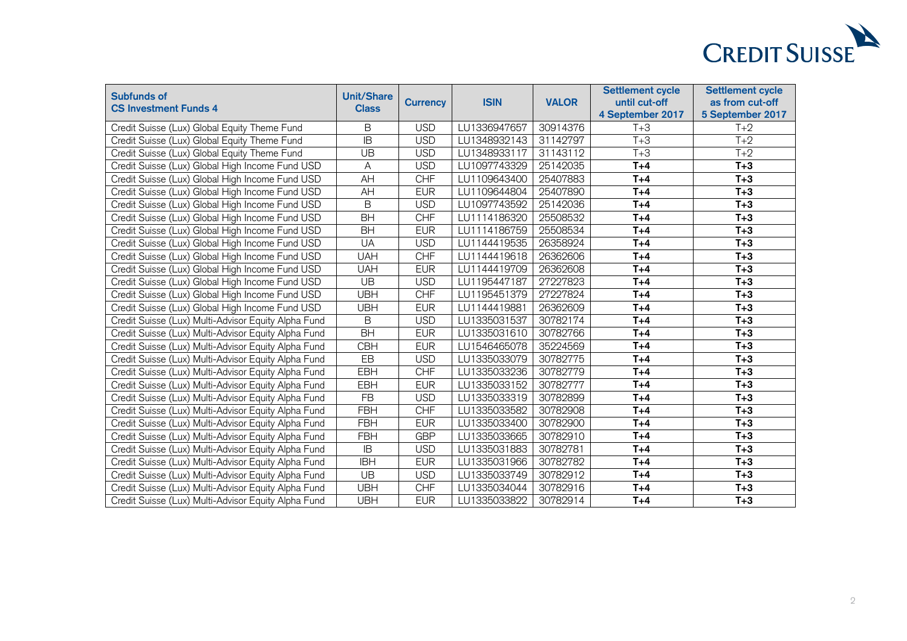| Subfunds of CS Investment Funds 4 | Unit/Share Class | Currency | ISIN | VALOR | Settlement cycle until cut-off 4 September 2017 | Settlement cycle as from cut-off 5 September 2017 |
|---|---|---|---|---|---|---|
| Credit Suisse (Lux) Global Equity Theme Fund | B | USD | LU1336947657 | 30914376 | T+3 | T+2 |
| Credit Suisse (Lux) Global Equity Theme Fund | IB | USD | LU1348932143 | 31142797 | T+3 | T+2 |
| Credit Suisse (Lux) Global Equity Theme Fund | UB | USD | LU1348933117 | 31143112 | T+3 | T+2 |
| Credit Suisse (Lux) Global High Income Fund USD | A | USD | LU1097743329 | 25142035 | **T+4** | **T+3** |
| Credit Suisse (Lux) Global High Income Fund USD | AH | CHF | LU1109643400 | 25407883 | **T+4** | **T+3** |
| Credit Suisse (Lux) Global High Income Fund USD | AH | EUR | LU1109644804 | 25407890 | **T+4** | **T+3** |
| Credit Suisse (Lux) Global High Income Fund USD | B | USD | LU1097743592 | 25142036 | **T+4** | **T+3** |
| Credit Suisse (Lux) Global High Income Fund USD | BH | CHF | LU1114186320 | 25508532 | **T+4** | **T+3** |
| Credit Suisse (Lux) Global High Income Fund USD | BH | EUR | LU1114186759 | 25508534 | **T+4** | **T+3** |
| Credit Suisse (Lux) Global High Income Fund USD | UA | USD | LU1144419535 | 26358924 | **T+4** | **T+3** |
| Credit Suisse (Lux) Global High Income Fund USD | UAH | CHF | LU1144419618 | 26362606 | **T+4** | **T+3** |
| Credit Suisse (Lux) Global High Income Fund USD | UAH | EUR | LU1144419709 | 26362608 | **T+4** | **T+3** |
| Credit Suisse (Lux) Global High Income Fund USD | UB | USD | LU1195447187 | 27227823 | **T+4** | **T+3** |
| Credit Suisse (Lux) Global High Income Fund USD | UBH | CHF | LU1195451379 | 27227824 | **T+4** | **T+3** |
| Credit Suisse (Lux) Global High Income Fund USD | UBH | EUR | LU1144419881 | 26362609 | **T+4** | **T+3** |
| Credit Suisse (Lux) Multi-Advisor Equity Alpha Fund | B | USD | LU1335031537 | 30782174 | **T+4** | **T+3** |
| Credit Suisse (Lux) Multi-Advisor Equity Alpha Fund | BH | EUR | LU1335031610 | 30782766 | **T+4** | **T+3** |
| Credit Suisse (Lux) Multi-Advisor Equity Alpha Fund | CBH | EUR | LU1546465078 | 35224569 | **T+4** | **T+3** |
| Credit Suisse (Lux) Multi-Advisor Equity Alpha Fund | EB | USD | LU1335033079 | 30782775 | **T+4** | **T+3** |
| Credit Suisse (Lux) Multi-Advisor Equity Alpha Fund | EBH | CHF | LU1335033236 | 30782779 | **T+4** | **T+3** |
| Credit Suisse (Lux) Multi-Advisor Equity Alpha Fund | EBH | EUR | LU1335033152 | 30782777 | **T+4** | **T+3** |
| Credit Suisse (Lux) Multi-Advisor Equity Alpha Fund | FB | USD | LU1335033319 | 30782899 | **T+4** | **T+3** |
| Credit Suisse (Lux) Multi-Advisor Equity Alpha Fund | FBH | CHF | LU1335033582 | 30782908 | **T+4** | **T+3** |
| Credit Suisse (Lux) Multi-Advisor Equity Alpha Fund | FBH | EUR | LU1335033400 | 30782900 | **T+4** | **T+3** |
| Credit Suisse (Lux) Multi-Advisor Equity Alpha Fund | FBH | GBP | LU1335033665 | 30782910 | **T+4** | **T+3** |
| Credit Suisse (Lux) Multi-Advisor Equity Alpha Fund | IB | USD | LU1335031883 | 30782781 | **T+4** | **T+3** |
| Credit Suisse (Lux) Multi-Advisor Equity Alpha Fund | IBH | EUR | LU1335031966 | 30782782 | **T+4** | **T+3** |
| Credit Suisse (Lux) Multi-Advisor Equity Alpha Fund | UB | USD | LU1335033749 | 30782912 | **T+4** | **T+3** |
| Credit Suisse (Lux) Multi-Advisor Equity Alpha Fund | UBH | CHF | LU1335034044 | 30782916 | **T+4** | **T+3** |
| Credit Suisse (Lux) Multi-Advisor Equity Alpha Fund | UBH | EUR | LU1335033822 | 30782914 | **T+4** | **T+3** |